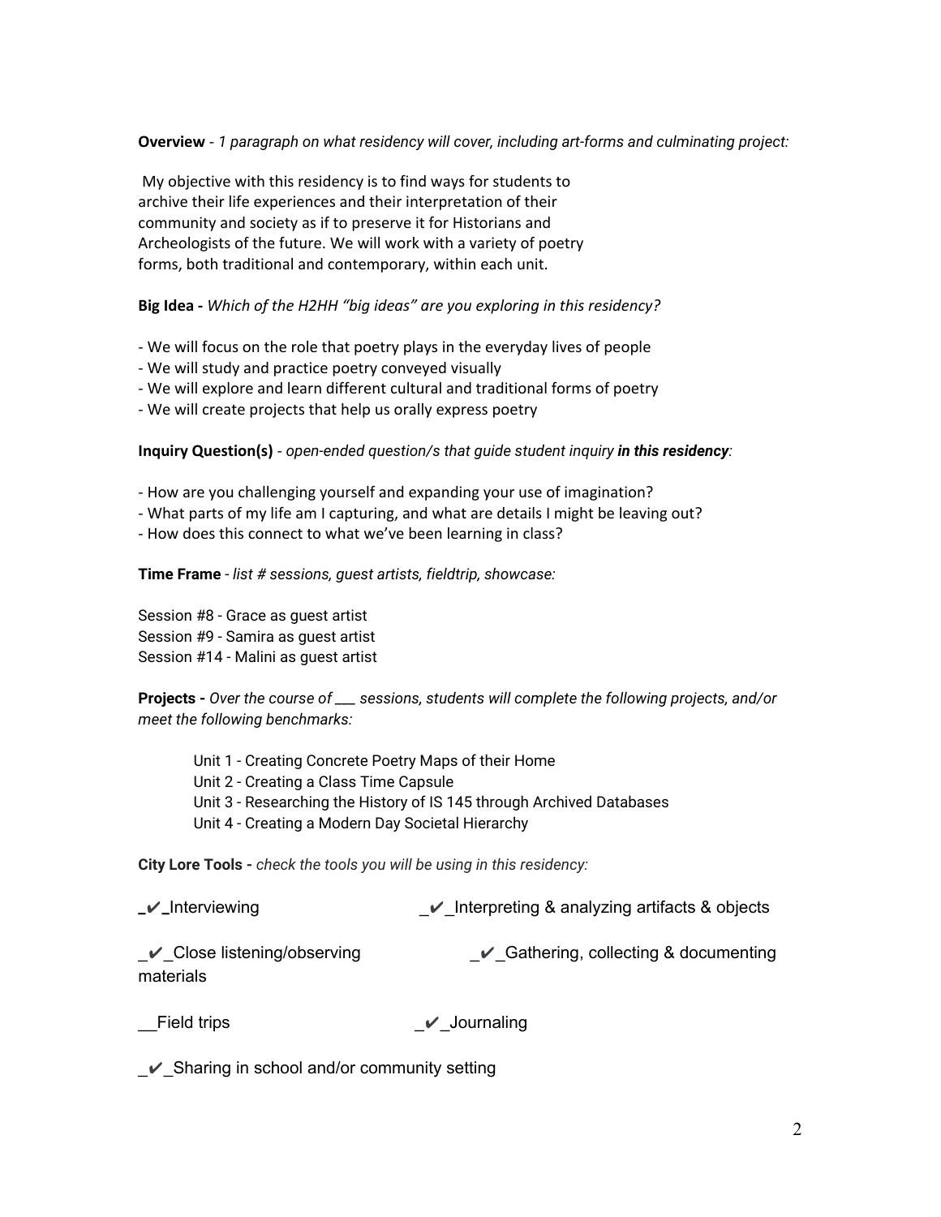**Overview** - *1 paragraph on what residency will cover, including art-forms and culminating project:*

My objective with this residency is to find ways for students to archive their life experiences and their interpretation of their community and society as if to preserve it for Historians and Archeologists of the future. We will work with a variety of poetry forms, both traditional and contemporary, within each unit.

**Big Idea -** *Which of the H2HH "big ideas" are you exploring in this residency?*

- We will focus on the role that poetry plays in the everyday lives of people
- We will study and practice poetry conveyed visually
- We will explore and learn different cultural and traditional forms of poetry
- We will create projects that help us orally express poetry

**Inquiry Question(s)** - *open-ended question/s that guide student inquiry **in this residency**:*

- How are you challenging yourself and expanding your use of imagination?
- What parts of my life am I capturing, and what are details I might be leaving out?
- How does this connect to what we've been learning in class?

**Time Frame** - *list # sessions, guest artists, fieldtrip, showcase:*

Session #8 - Grace as guest artist
Session #9 - Samira as guest artist
Session #14 - Malini as guest artist

**Projects -** *Over the course of ___ sessions, students will complete the following projects, and/or meet the following benchmarks:*

Unit 1 - Creating Concrete Poetry Maps of their Home
Unit 2 - Creating a Class Time Capsule
Unit 3 - Researching the History of IS 145 through Archived Databases
Unit 4 - Creating a Modern Day Societal Hierarchy

**City Lore Tools -** *check the tools you will be using in this residency:*

_✔_Interviewing

_✔_Interpreting & analyzing artifacts & objects

_✔_Close listening/observing

_✔_Gathering, collecting & documenting materials

__Field trips

_✔_Journaling

_✔_Sharing in school and/or community setting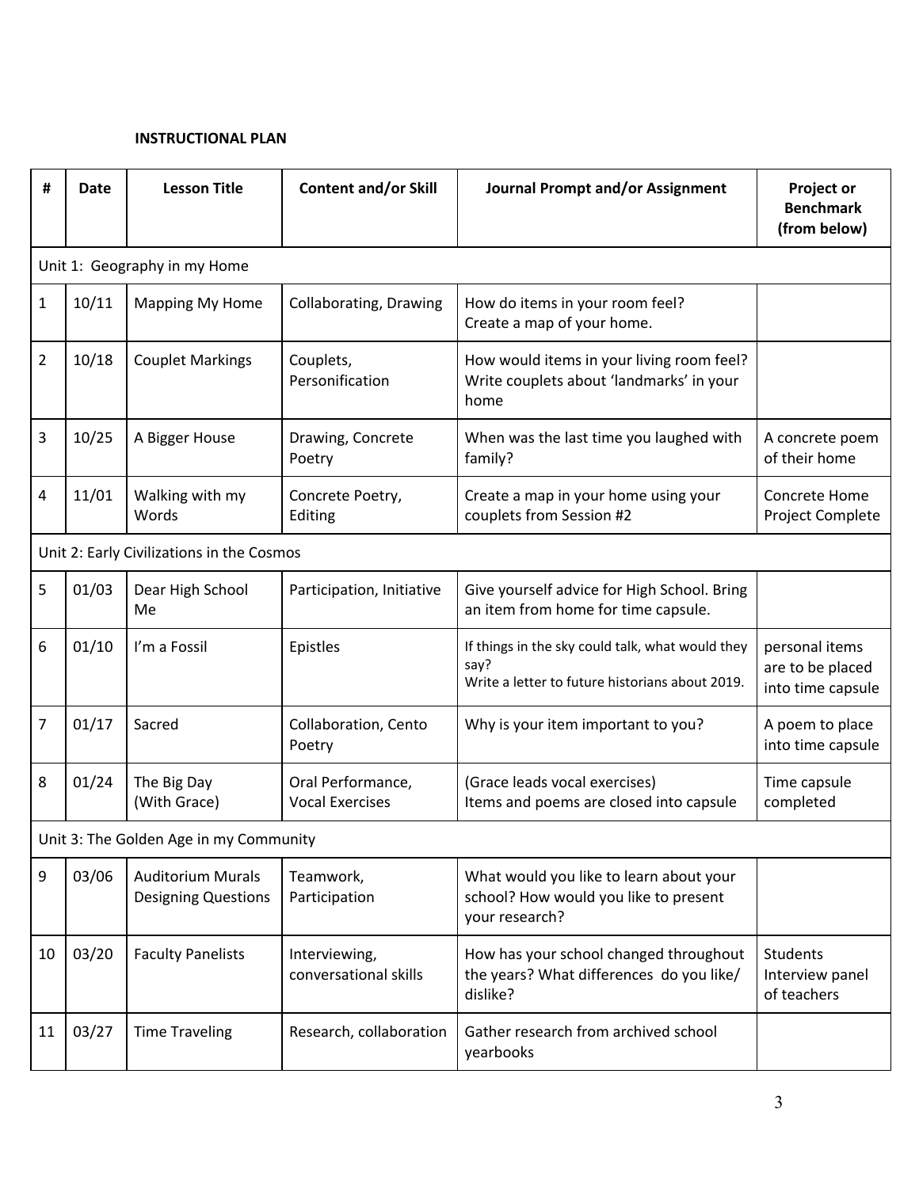**INSTRUCTIONAL PLAN**

| # | Date | Lesson Title | Content and/or Skill | Journal Prompt and/or Assignment | Project or Benchmark (from below) |
|---|---|---|---|---|---|
| Unit 1: Geography in my Home | | | | | |
| 1 | 10/11 | Mapping My Home | Collaborating, Drawing | How do items in your room feel?<br>Create a map of your home. | |
| 2 | 10/18 | Couplet Markings | Couplets, Personification | How would items in your living room feel? Write couplets about 'landmarks' in your home | |
| 3 | 10/25 | A Bigger House | Drawing, Concrete Poetry | When was the last time you laughed with family? | A concrete poem of their home |
| 4 | 11/01 | Walking with my Words | Concrete Poetry, Editing | Create a map in your home using your couplets from Session #2 | Concrete Home Project Complete |
| Unit 2: Early Civilizations in the Cosmos | | | | | |
| 5 | 01/03 | Dear High School Me | Participation, Initiative | Give yourself advice for High School. Bring an item from home for time capsule. | |
| 6 | 01/10 | I'm a Fossil | Epistles | If things in the sky could talk, what would they say?<br>Write a letter to future historians about 2019. | personal items are to be placed into time capsule |
| 7 | 01/17 | Sacred | Collaboration, Cento Poetry | Why is your item important to you? | A poem to place into time capsule |
| 8 | 01/24 | The Big Day (With Grace) | Oral Performance, Vocal Exercises | (Grace leads vocal exercises)<br>Items and poems are closed into capsule | Time capsule completed |
| Unit 3: The Golden Age in my Community | | | | | |
| 9 | 03/06 | Auditorium Murals Designing Questions | Teamwork, Participation | What would you like to learn about your school? How would you like to present your research? | |
| 10 | 03/20 | Faculty Panelists | Interviewing, conversational skills | How has your school changed throughout the years? What differences do you like/ dislike? | Students Interview panel of teachers |
| 11 | 03/27 | Time Traveling | Research, collaboration | Gather research from archived school yearbooks | |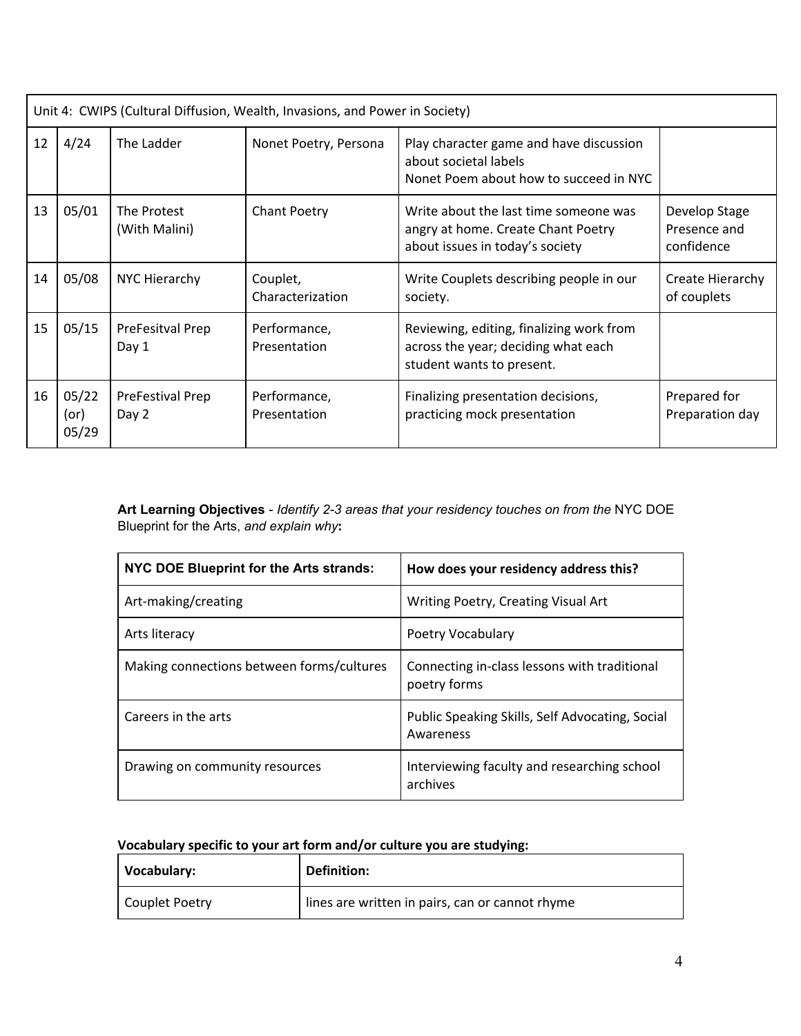| Unit 4: CWIPS (Cultural Diffusion, Wealth, Invasions, and Power in Society) | | | | | |
|---|---|---|---|---|---|
| 12 | 4/24 | The Ladder | Nonet Poetry, Persona | Play character game and have discussion about societal labels<br>Nonet Poem about how to succeed in NYC | |
| 13 | 05/01 | The Protest (With Malini) | Chant Poetry | Write about the last time someone was angry at home. Create Chant Poetry about issues in today's society | Develop Stage Presence and confidence |
| 14 | 05/08 | NYC Hierarchy | Couplet, Characterization | Write Couplets describing people in our society. | Create Hierarchy of couplets |
| 15 | 05/15 | PreFesitval Prep Day 1 | Performance, Presentation | Reviewing, editing, finalizing work from across the year; deciding what each student wants to present. | |
| 16 | 05/22 (or) 05/29 | PreFestival Prep Day 2 | Performance, Presentation | Finalizing presentation decisions, practicing mock presentation | Prepared for Preparation day |

**Art Learning Objectives** - *Identify 2-3 areas that your residency touches on from the* NYC DOE Blueprint for the Arts, *and explain why***:**

| NYC DOE Blueprint for the Arts strands: | How does your residency address this? |
|---|---|
| Art-making/creating | Writing Poetry, Creating Visual Art |
| Arts literacy | Poetry Vocabulary |
| Making connections between forms/cultures | Connecting in-class lessons with traditional poetry forms |
| Careers in the arts | Public Speaking Skills, Self Advocating, Social Awareness |
| Drawing on community resources | Interviewing faculty and researching school archives |

**Vocabulary specific to your art form and/or culture you are studying:**

| Vocabulary: | Definition: |
|---|---|
| Couplet Poetry | lines are written in pairs, can or cannot rhyme |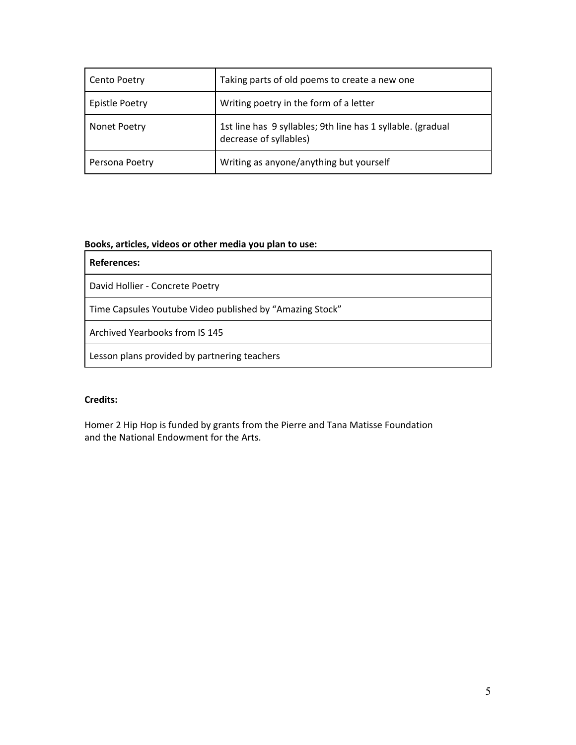| | |
|---|---|
| Cento Poetry | Taking parts of old poems to create a new one |
| Epistle Poetry | Writing poetry in the form of a letter |
| Nonet Poetry | 1st line has 9 syllables; 9th line has 1 syllable. (gradual decrease of syllables) |
| Persona Poetry | Writing as anyone/anything but yourself |

**Books, articles, videos or other media you plan to use:**

| **References:** |
|---|
| David Hollier - Concrete Poetry |
| Time Capsules Youtube Video published by "Amazing Stock" |
| Archived Yearbooks from IS 145 |
| Lesson plans provided by partnering teachers |

**Credits:**

Homer 2 Hip Hop is funded by grants from the Pierre and Tana Matisse Foundation and the National Endowment for the Arts.